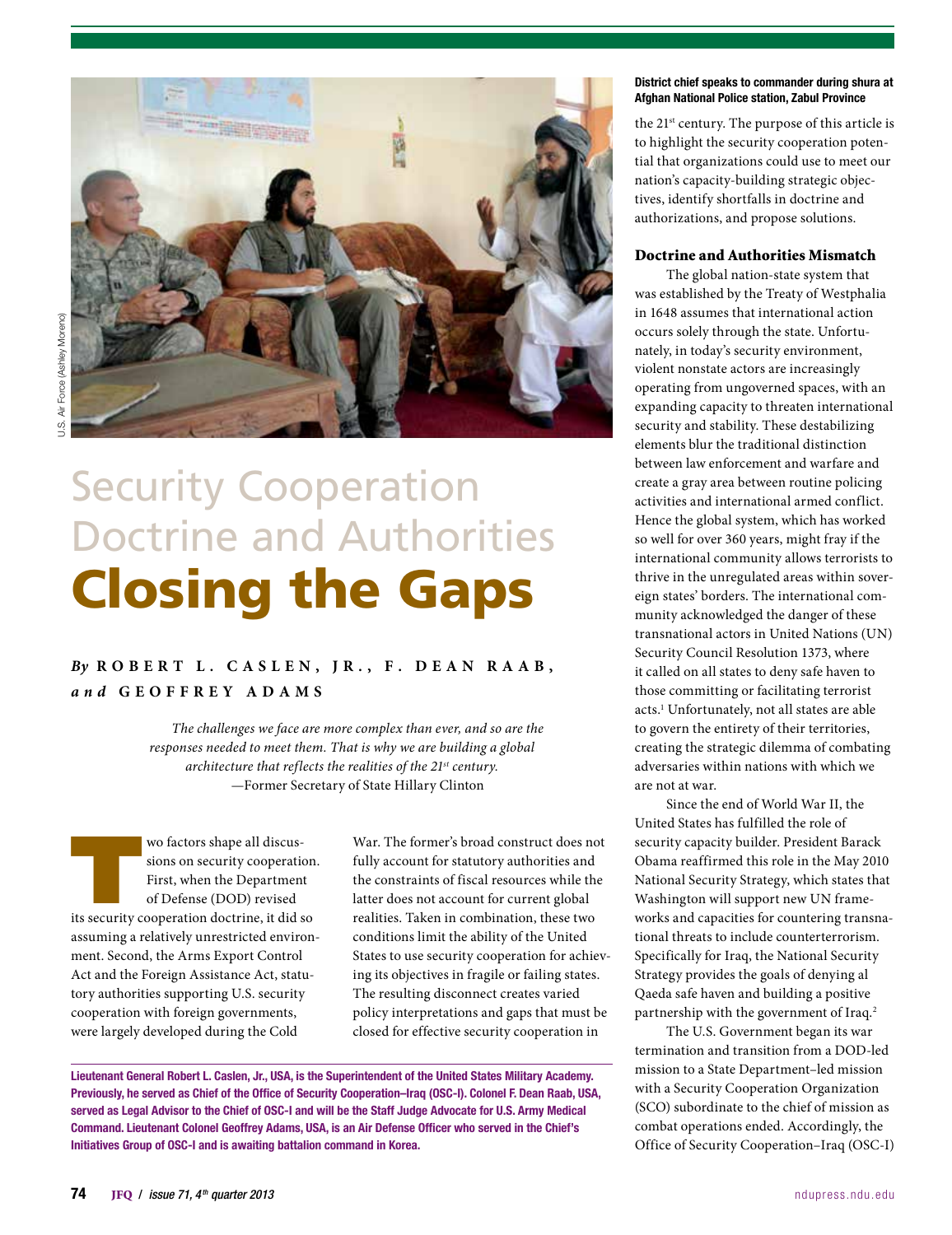District chief speaks to commander during shura at Afghan National Police station, Zabul Province

U.S. Air Force (Ashley Moreno)

# Security Cooperation Doctrine and Authorities **Closing the Gaps**

*By* **Robert L. Caslen, Jr., F. Dean Raab,** *and* **Geoffrey Adams**

> *The challenges we face are more complex than ever, and so are the responses needed to meet them. That is why we are building a global architecture that reflects the realities of the 21st century.*
> —Former Secretary of State Hillary Clinton

Two factors shape all discussions on security cooperation. First, when the Department of Defense (DOD) revised its security cooperation doctrine, it did so assuming a relatively unrestricted environment. Second, the Arms Export Control Act and the Foreign Assistance Act, statutory authorities supporting U.S. security cooperation with foreign governments, were largely developed during the Cold War. The former's broad construct does not fully account for statutory authorities and the constraints of fiscal resources while the latter does not account for current global realities. Taken in combination, these two conditions limit the ability of the United States to use security cooperation for achieving its objectives in fragile or failing states. The resulting disconnect creates varied policy interpretations and gaps that must be closed for effective security cooperation in the 21st century. The purpose of this article is to highlight the security cooperation potential that organizations could use to meet our nation's capacity-building strategic objectives, identify shortfalls in doctrine and authorizations, and propose solutions.

**Lieutenant General Robert L. Caslen, Jr., USA, is the Superintendent of the United States Military Academy. Previously, he served as Chief of the Office of Security Cooperation–Iraq (OSC-I). Colonel F. Dean Raab, USA, served as Legal Advisor to the Chief of OSC-I and will be the Staff Judge Advocate for U.S. Army Medical Command. Lieutenant Colonel Geoffrey Adams, USA, is an Air Defense Officer who served in the Chief's Initiatives Group of OSC-I and is awaiting battalion command in Korea.**

## Doctrine and Authorities Mismatch

The global nation-state system that was established by the Treaty of Westphalia in 1648 assumes that international action occurs solely through the state. Unfortunately, in today's security environment, violent nonstate actors are increasingly operating from ungoverned spaces, with an expanding capacity to threaten international security and stability. These destabilizing elements blur the traditional distinction between law enforcement and warfare and create a gray area between routine policing activities and international armed conflict. Hence the global system, which has worked so well for over 360 years, might fray if the international community allows terrorists to thrive in the unregulated areas within sovereign states' borders. The international community acknowledged the danger of these transnational actors in United Nations (UN) Security Council Resolution 1373, where it called on all states to deny safe haven to those committing or facilitating terrorist acts.[1] Unfortunately, not all states are able to govern the entirety of their territories, creating the strategic dilemma of combating adversaries within nations with which we are not at war.

Since the end of World War II, the United States has fulfilled the role of security capacity builder. President Barack Obama reaffirmed this role in the May 2010 National Security Strategy, which states that Washington will support new UN frameworks and capacities for countering transnational threats to include counterterrorism. Specifically for Iraq, the National Security Strategy provides the goals of denying al Qaeda safe haven and building a positive partnership with the government of Iraq.[2]

The U.S. Government began its war termination and transition from a DOD-led mission to a State Department–led mission with a Security Cooperation Organization (SCO) subordinate to the chief of mission as combat operations ended. Accordingly, the Office of Security Cooperation–Iraq (OSC-I)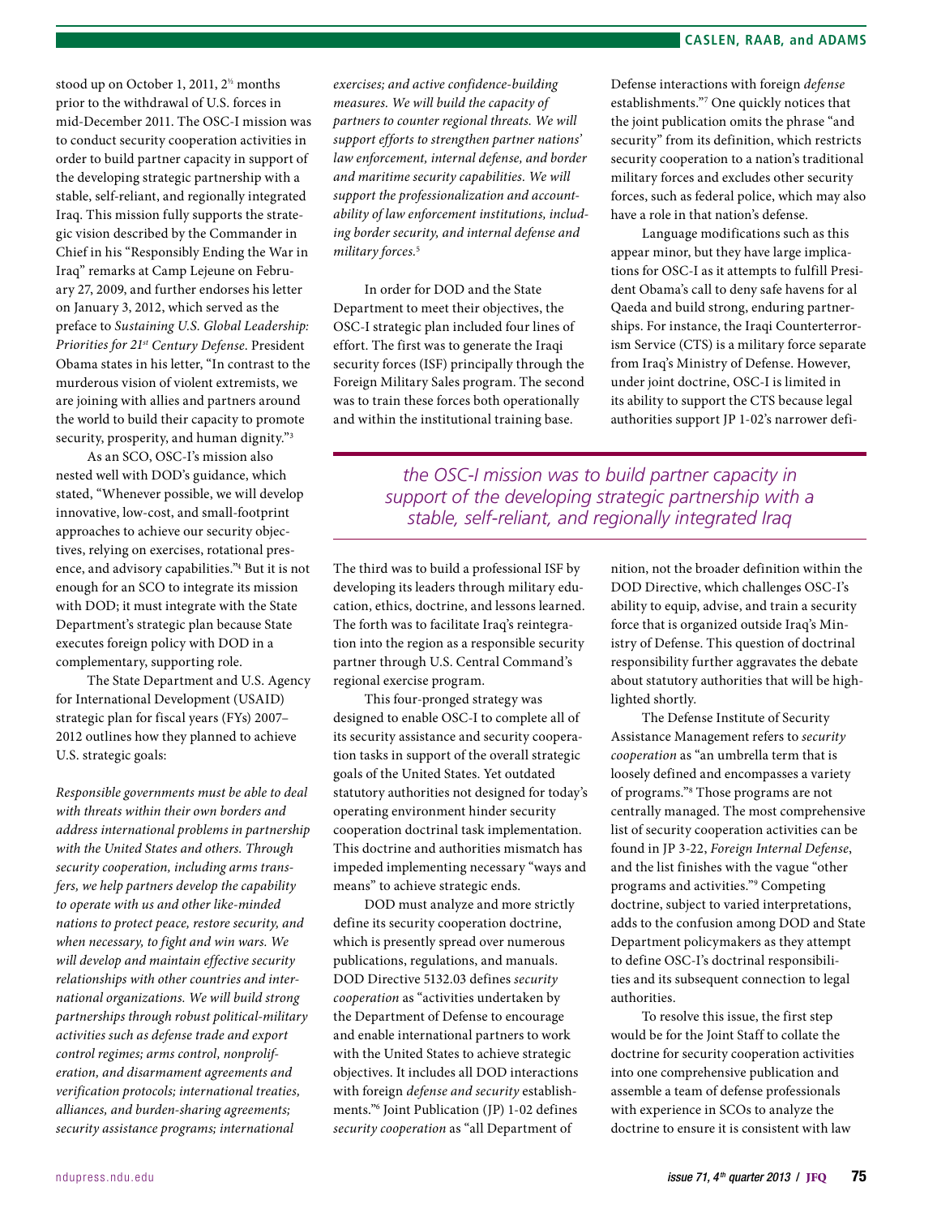stood up on October 1, 2011, 2½ months prior to the withdrawal of U.S. forces in mid-December 2011. The OSC-I mission was to conduct security cooperation activities in order to build partner capacity in support of the developing strategic partnership with a stable, self-reliant, and regionally integrated Iraq. This mission fully supports the strategic vision described by the Commander in Chief in his "Responsibly Ending the War in Iraq" remarks at Camp Lejeune on February 27, 2009, and further endorses his letter on January 3, 2012, which served as the preface to *Sustaining U.S. Global Leadership: Priorities for 21st Century Defense*. President Obama states in his letter, "In contrast to the murderous vision of violent extremists, we are joining with allies and partners around the world to build their capacity to promote security, prosperity, and human dignity."[3]

As an SCO, OSC-I's mission also nested well with DOD's guidance, which stated, "Whenever possible, we will develop innovative, low-cost, and small-footprint approaches to achieve our security objectives, relying on exercises, rotational presence, and advisory capabilities."[4] But it is not enough for an SCO to integrate its mission with DOD; it must integrate with the State Department's strategic plan because State executes foreign policy with DOD in a complementary, supporting role.

The State Department and U.S. Agency for International Development (USAID) strategic plan for fiscal years (FYs) 2007–2012 outlines how they planned to achieve U.S. strategic goals:

*Responsible governments must be able to deal with threats within their own borders and address international problems in partnership with the United States and others. Through security cooperation, including arms transfers, we help partners develop the capability to operate with us and other like-minded nations to protect peace, restore security, and when necessary, to fight and win wars. We will develop and maintain effective security relationships with other countries and international organizations. We will build strong partnerships through robust political-military activities such as defense trade and export control regimes; arms control, nonproliferation, and disarmament agreements and verification protocols; international treaties, alliances, and burden-sharing agreements; security assistance programs; international exercises; and active confidence-building measures. We will build the capacity of partners to counter regional threats. We will support efforts to strengthen partner nations' law enforcement, internal defense, and border and maritime security capabilities. We will support the professionalization and accountability of law enforcement institutions, including border security, and internal defense and military forces.*[5]

In order for DOD and the State Department to meet their objectives, the OSC-I strategic plan included four lines of effort. The first was to generate the Iraqi security forces (ISF) principally through the Foreign Military Sales program. The second was to train these forces both operationally and within the institutional training base. The third was to build a professional ISF by developing its leaders through military education, ethics, doctrine, and lessons learned. The forth was to facilitate Iraq's reintegration into the region as a responsible security partner through U.S. Central Command's regional exercise program.

This four-pronged strategy was designed to enable OSC-I to complete all of its security assistance and security cooperation tasks in support of the overall strategic goals of the United States. Yet outdated statutory authorities not designed for today's operating environment hinder security cooperation doctrinal task implementation. This doctrine and authorities mismatch has impeded implementing necessary "ways and means" to achieve strategic ends.

DOD must analyze and more strictly define its security cooperation doctrine, which is presently spread over numerous publications, regulations, and manuals. DOD Directive 5132.03 defines *security cooperation* as "activities undertaken by the Department of Defense to encourage and enable international partners to work with the United States to achieve strategic objectives. It includes all DOD interactions with foreign *defense and security* establishments."[6] Joint Publication (JP) 1-02 defines *security cooperation* as "all Department of Defense interactions with foreign *defense* establishments."[7] One quickly notices that the joint publication omits the phrase "and security" from its definition, which restricts security cooperation to a nation's traditional military forces and excludes other security forces, such as federal police, which may also have a role in that nation's defense.

Language modifications such as this appear minor, but they have large implications for OSC-I as it attempts to fulfill President Obama's call to deny safe havens for al Qaeda and build strong, enduring partnerships. For instance, the Iraqi Counterterrorism Service (CTS) is a military force separate from Iraq's Ministry of Defense. However, under joint doctrine, OSC-I is limited in its ability to support the CTS because legal authorities support JP 1-02's narrower definition, not the broader definition within the DOD Directive, which challenges OSC-I's ability to equip, advise, and train a security force that is organized outside Iraq's Ministry of Defense. This question of doctrinal responsibility further aggravates the debate about statutory authorities that will be highlighted shortly.

> *the OSC-I mission was to build partner capacity in support of the developing strategic partnership with a stable, self-reliant, and regionally integrated Iraq*

The Defense Institute of Security Assistance Management refers to *security cooperation* as "an umbrella term that is loosely defined and encompasses a variety of programs."[8] Those programs are not centrally managed. The most comprehensive list of security cooperation activities can be found in JP 3-22, *Foreign Internal Defense*, and the list finishes with the vague "other programs and activities."[9] Competing doctrine, subject to varied interpretations, adds to the confusion among DOD and State Department policymakers as they attempt to define OSC-I's doctrinal responsibilities and its subsequent connection to legal authorities.

To resolve this issue, the first step would be for the Joint Staff to collate the doctrine for security cooperation activities into one comprehensive publication and assemble a team of defense professionals with experience in SCOs to analyze the doctrine to ensure it is consistent with law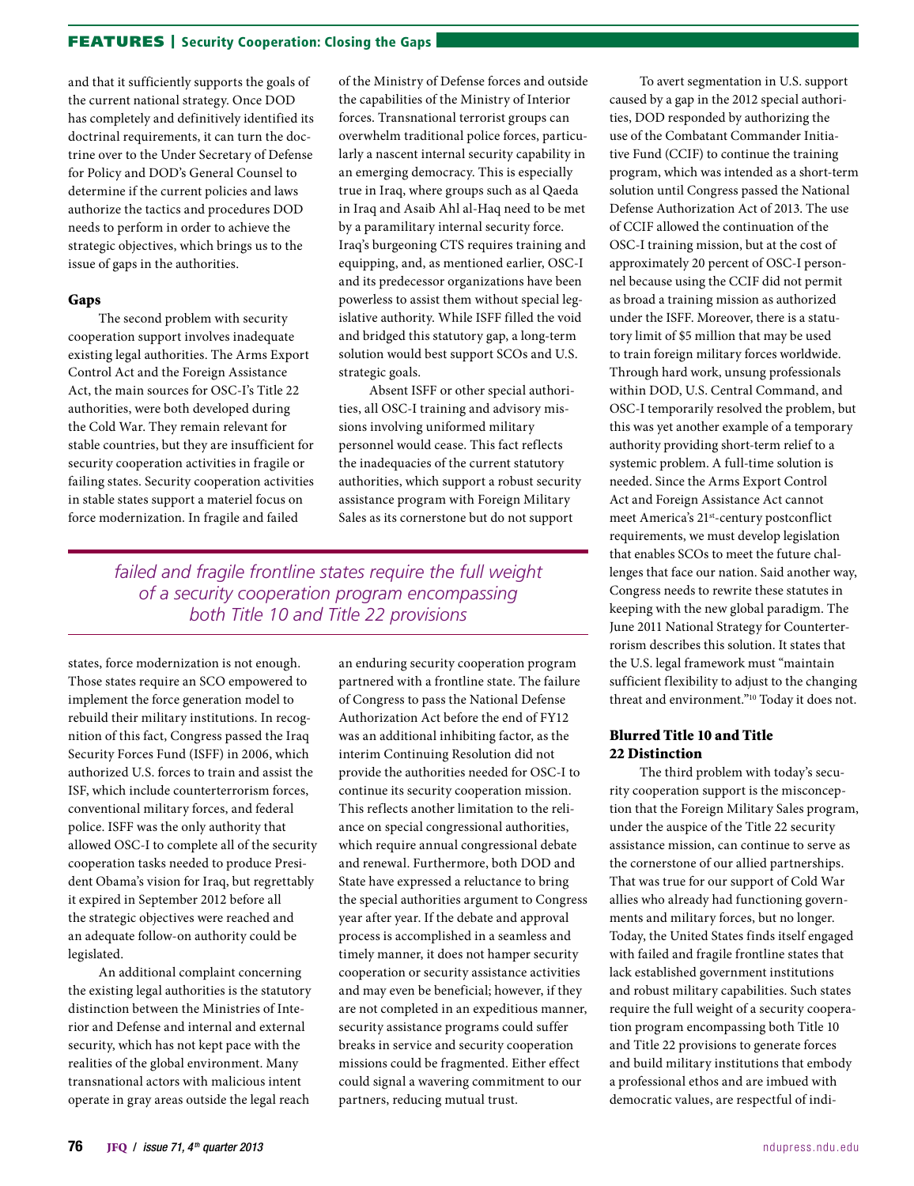and that it sufficiently supports the goals of the current national strategy. Once DOD has completely and definitively identified its doctrinal requirements, it can turn the doctrine over to the Under Secretary of Defense for Policy and DOD's General Counsel to determine if the current policies and laws authorize the tactics and procedures DOD needs to perform in order to achieve the strategic objectives, which brings us to the issue of gaps in the authorities.

### Gaps

The second problem with security cooperation support involves inadequate existing legal authorities. The Arms Export Control Act and the Foreign Assistance Act, the main sources for OSC-I's Title 22 authorities, were both developed during the Cold War. They remain relevant for stable countries, but they are insufficient for security cooperation activities in fragile or failing states. Security cooperation activities in stable states support a materiel focus on force modernization. In fragile and failed states, force modernization is not enough. Those states require an SCO empowered to implement the force generation model to rebuild their military institutions. In recognition of this fact, Congress passed the Iraq Security Forces Fund (ISFF) in 2006, which authorized U.S. forces to train and assist the ISF, which include counterterrorism forces, conventional military forces, and federal police. ISFF was the only authority that allowed OSC-I to complete all of the security cooperation tasks needed to produce President Obama's vision for Iraq, but regrettably it expired in September 2012 before all the strategic objectives were reached and an adequate follow-on authority could be legislated.

An additional complaint concerning the existing legal authorities is the statutory distinction between the Ministries of Interior and Defense and internal and external security, which has not kept pace with the realities of the global environment. Many transnational actors with malicious intent operate in gray areas outside the legal reach of the Ministry of Defense forces and outside the capabilities of the Ministry of Interior forces. Transnational terrorist groups can overwhelm traditional police forces, particularly a nascent internal security capability in an emerging democracy. This is especially true in Iraq, where groups such as al Qaeda in Iraq and Asaib Ahl al-Haq need to be met by a paramilitary internal security force. Iraq's burgeoning CTS requires training and equipping, and, as mentioned earlier, OSC-I and its predecessor organizations have been powerless to assist them without special legislative authority. While ISFF filled the void and bridged this statutory gap, a long-term solution would best support SCOs and U.S. strategic goals.

Absent ISFF or other special authorities, all OSC-I training and advisory missions involving uniformed military personnel would cease. This fact reflects the inadequacies of the current statutory authorities, which support a robust security assistance program with Foreign Military Sales as its cornerstone but do not support an enduring security cooperation program partnered with a frontline state. The failure of Congress to pass the National Defense Authorization Act before the end of FY12 was an additional inhibiting factor, as the interim Continuing Resolution did not provide the authorities needed for OSC-I to continue its security cooperation mission. This reflects another limitation to the reliance on special congressional authorities, which require annual congressional debate and renewal. Furthermore, both DOD and State have expressed a reluctance to bring the special authorities argument to Congress year after year. If the debate and approval process is accomplished in a seamless and timely manner, it does not hamper security cooperation or security assistance activities and may even be beneficial; however, if they are not completed in an expeditious manner, security assistance programs could suffer breaks in service and security cooperation missions could be fragmented. Either effect could signal a wavering commitment to our partners, reducing mutual trust.

*failed and fragile frontline states require the full weight of a security cooperation program encompassing both Title 10 and Title 22 provisions*

To avert segmentation in U.S. support caused by a gap in the 2012 special authorities, DOD responded by authorizing the use of the Combatant Commander Initiative Fund (CCIF) to continue the training program, which was intended as a short-term solution until Congress passed the National Defense Authorization Act of 2013. The use of CCIF allowed the continuation of the OSC-I training mission, but at the cost of approximately 20 percent of OSC-I personnel because using the CCIF did not permit as broad a training mission as authorized under the ISFF. Moreover, there is a statutory limit of $5 million that may be used to train foreign military forces worldwide. Through hard work, unsung professionals within DOD, U.S. Central Command, and OSC-I temporarily resolved the problem, but this was yet another example of a temporary authority providing short-term relief to a systemic problem. A full-time solution is needed. Since the Arms Export Control Act and Foreign Assistance Act cannot meet America's 21st-century postconflict requirements, we must develop legislation that enables SCOs to meet the future challenges that face our nation. Said another way, Congress needs to rewrite these statutes in keeping with the new global paradigm. The June 2011 National Strategy for Counterterrorism describes this solution. It states that the U.S. legal framework must "maintain sufficient flexibility to adjust to the changing threat and environment."[10] Today it does not.

### Blurred Title 10 and Title 22 Distinction

The third problem with today's security cooperation support is the misconception that the Foreign Military Sales program, under the auspice of the Title 22 security assistance mission, can continue to serve as the cornerstone of our allied partnerships. That was true for our support of Cold War allies who already had functioning governments and military forces, but no longer. Today, the United States finds itself engaged with failed and fragile frontline states that lack established government institutions and robust military capabilities. Such states require the full weight of a security cooperation program encompassing both Title 10 and Title 22 provisions to generate forces and build military institutions that embody a professional ethos and are imbued with democratic values, are respectful of indi-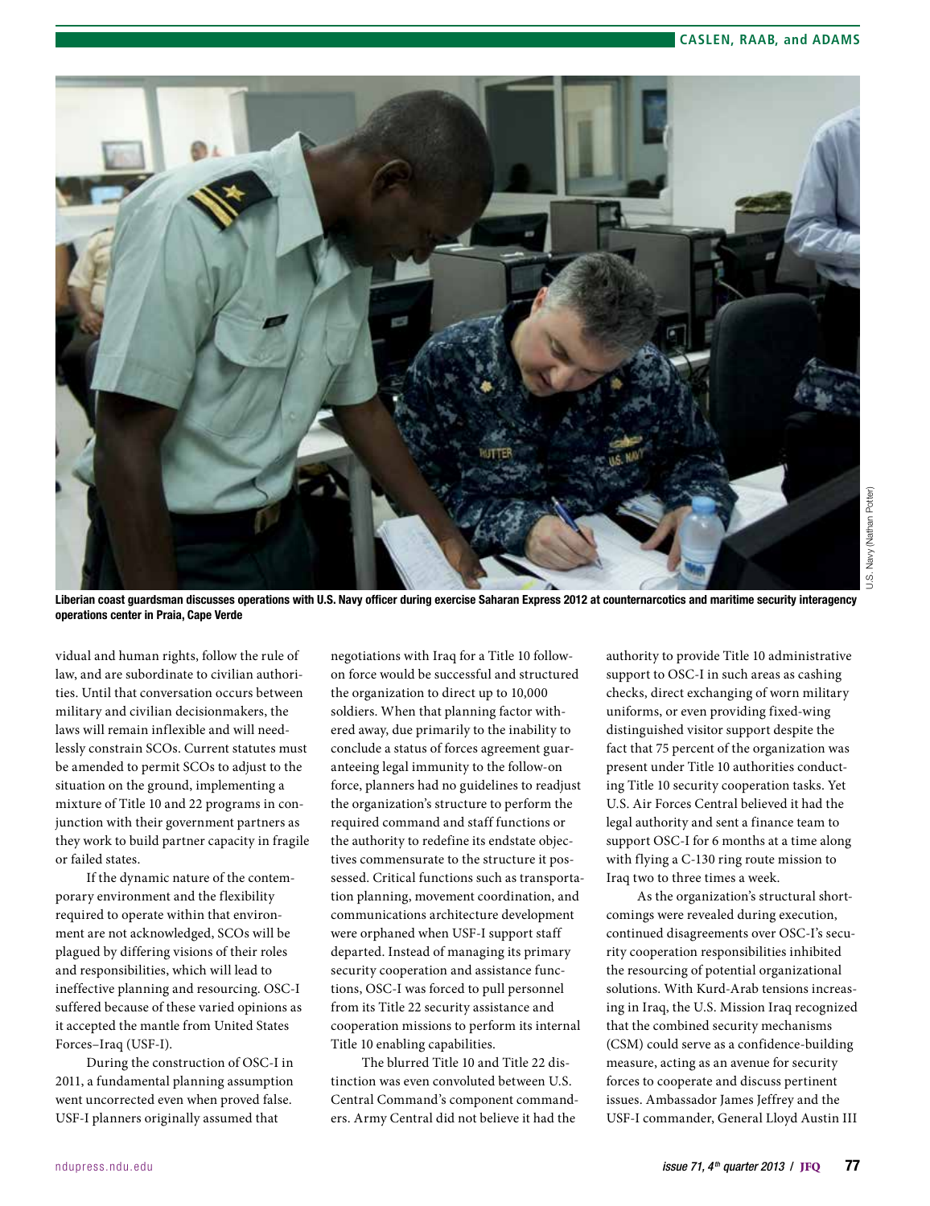Liberian coast guardsman discusses operations with U.S. Navy officer during exercise Saharan Express 2012 at counternarcotics and maritime security interagency operations center in Praia, Cape Verde

U.S. Navy (Nathan Potter)

vidual and human rights, follow the rule of law, and are subordinate to civilian authorities. Until that conversation occurs between military and civilian decisionmakers, the laws will remain inflexible and will needlessly constrain SCOs. Current statutes must be amended to permit SCOs to adjust to the situation on the ground, implementing a mixture of Title 10 and 22 programs in conjunction with their government partners as they work to build partner capacity in fragile or failed states.

If the dynamic nature of the contemporary environment and the flexibility required to operate within that environment are not acknowledged, SCOs will be plagued by differing visions of their roles and responsibilities, which will lead to ineffective planning and resourcing. OSC-I suffered because of these varied opinions as it accepted the mantle from United States Forces–Iraq (USF-I).

During the construction of OSC-I in 2011, a fundamental planning assumption went uncorrected even when proved false. USF-I planners originally assumed that negotiations with Iraq for a Title 10 follow-on force would be successful and structured the organization to direct up to 10,000 soldiers. When that planning factor withered away, due primarily to the inability to conclude a status of forces agreement guaranteeing legal immunity to the follow-on force, planners had no guidelines to readjust the organization's structure to perform the required command and staff functions or the authority to redefine its endstate objectives commensurate to the structure it possessed. Critical functions such as transportation planning, movement coordination, and communications architecture development were orphaned when USF-I support staff departed. Instead of managing its primary security cooperation and assistance functions, OSC-I was forced to pull personnel from its Title 22 security assistance and cooperation missions to perform its internal Title 10 enabling capabilities.

The blurred Title 10 and Title 22 distinction was even convoluted between U.S. Central Command's component commanders. Army Central did not believe it had the authority to provide Title 10 administrative support to OSC-I in such areas as cashing checks, direct exchanging of worn military uniforms, or even providing fixed-wing distinguished visitor support despite the fact that 75 percent of the organization was present under Title 10 authorities conducting Title 10 security cooperation tasks. Yet U.S. Air Forces Central believed it had the legal authority and sent a finance team to support OSC-I for 6 months at a time along with flying a C-130 ring route mission to Iraq two to three times a week.

As the organization's structural shortcomings were revealed during execution, continued disagreements over OSC-I's security cooperation responsibilities inhibited the resourcing of potential organizational solutions. With Kurd-Arab tensions increasing in Iraq, the U.S. Mission Iraq recognized that the combined security mechanisms (CSM) could serve as a confidence-building measure, acting as an avenue for security forces to cooperate and discuss pertinent issues. Ambassador James Jeffrey and the USF-I commander, General Lloyd Austin III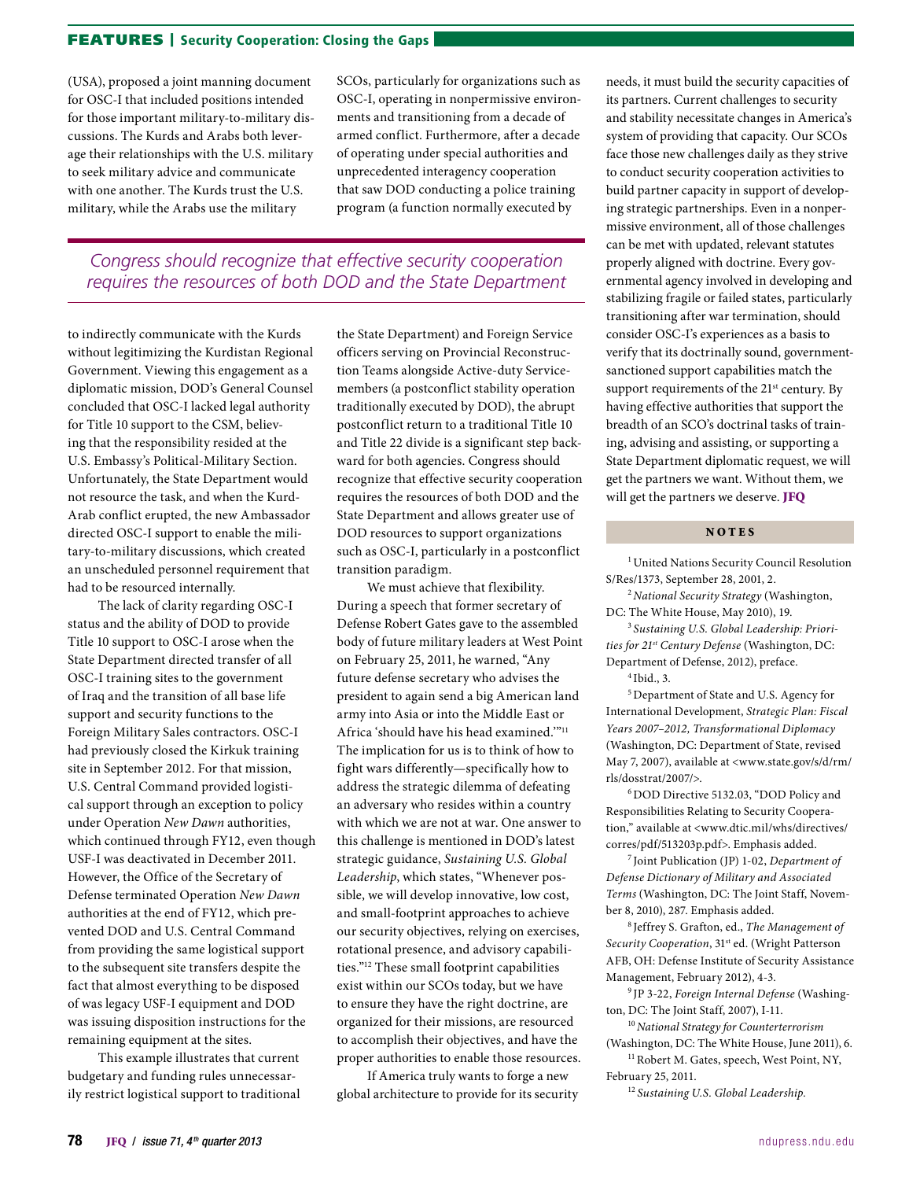(USA), proposed a joint manning document for OSC-I that included positions intended for those important military-to-military discussions. The Kurds and Arabs both leverage their relationships with the U.S. military to seek military advice and communicate with one another. The Kurds trust the U.S. military, while the Arabs use the military to indirectly communicate with the Kurds without legitimizing the Kurdistan Regional Government. Viewing this engagement as a diplomatic mission, DOD's General Counsel concluded that OSC-I lacked legal authority for Title 10 support to the CSM, believing that the responsibility resided at the U.S. Embassy's Political-Military Section. Unfortunately, the State Department would not resource the task, and when the Kurd-Arab conflict erupted, the new Ambassador directed OSC-I support to enable the military-to-military discussions, which created an unscheduled personnel requirement that had to be resourced internally.

The lack of clarity regarding OSC-I status and the ability of DOD to provide Title 10 support to OSC-I arose when the State Department directed transfer of all OSC-I training sites to the government of Iraq and the transition of all base life support and security functions to the Foreign Military Sales contractors. OSC-I had previously closed the Kirkuk training site in September 2012. For that mission, U.S. Central Command provided logistical support through an exception to policy under Operation *New Dawn* authorities, which continued through FY12, even though USF-I was deactivated in December 2011. However, the Office of the Secretary of Defense terminated Operation *New Dawn* authorities at the end of FY12, which prevented DOD and U.S. Central Command from providing the same logistical support to the subsequent site transfers despite the fact that almost everything to be disposed of was legacy USF-I equipment and DOD was issuing disposition instructions for the remaining equipment at the sites.

This example illustrates that current budgetary and funding rules unnecessarily restrict logistical support to traditional SCOs, particularly for organizations such as OSC-I, operating in nonpermissive environments and transitioning from a decade of armed conflict. Furthermore, after a decade of operating under special authorities and unprecedented interagency cooperation that saw DOD conducting a police training program (a function normally executed by the State Department) and Foreign Service officers serving on Provincial Reconstruction Teams alongside Active-duty Servicemembers (a postconflict stability operation traditionally executed by DOD), the abrupt postconflict return to a traditional Title 10 and Title 22 divide is a significant step backward for both agencies. Congress should recognize that effective security cooperation requires the resources of both DOD and the State Department and allows greater use of DOD resources to support organizations such as OSC-I, particularly in a postconflict transition paradigm.

*Congress should recognize that effective security cooperation requires the resources of both DOD and the State Department*

We must achieve that flexibility. During a speech that former secretary of Defense Robert Gates gave to the assembled body of future military leaders at West Point on February 25, 2011, he warned, "Any future defense secretary who advises the president to again send a big American land army into Asia or into the Middle East or Africa 'should have his head examined.'"[11] The implication for us is to think of how to fight wars differently—specifically how to address the strategic dilemma of defeating an adversary who resides within a country with which we are not at war. One answer to this challenge is mentioned in DOD's latest strategic guidance, *Sustaining U.S. Global Leadership*, which states, "Whenever possible, we will develop innovative, low cost, and small-footprint approaches to achieve our security objectives, relying on exercises, rotational presence, and advisory capabilities."[12] These small footprint capabilities exist within our SCOs today, but we have to ensure they have the right doctrine, are organized for their missions, are resourced to accomplish their objectives, and have the proper authorities to enable those resources.

If America truly wants to forge a new global architecture to provide for its security needs, it must build the security capacities of its partners. Current challenges to security and stability necessitate changes in America's system of providing that capacity. Our SCOs face those new challenges daily as they strive to conduct security cooperation activities to build partner capacity in support of developing strategic partnerships. Even in a nonpermissive environment, all of those challenges can be met with updated, relevant statutes properly aligned with doctrine. Every governmental agency involved in developing and stabilizing fragile or failed states, particularly transitioning after war termination, should consider OSC-I's experiences as a basis to verify that its doctrinally sound, government-sanctioned support capabilities match the support requirements of the 21st century. By having effective authorities that support the breadth of an SCO's doctrinal tasks of training, advising and assisting, or supporting a State Department diplomatic request, we will get the partners we want. Without them, we will get the partners we deserve. **JFQ**

## NOTES

[1] United Nations Security Council Resolution S/Res/1373, September 28, 2001, 2.

[2] *National Security Strategy* (Washington, DC: The White House, May 2010), 19.

[3] *Sustaining U.S. Global Leadership: Priorities for 21st Century Defense* (Washington, DC: Department of Defense, 2012), preface.

[4] Ibid., 3.

[5] Department of State and U.S. Agency for International Development, *Strategic Plan: Fiscal Years 2007–2012, Transformational Diplomacy* (Washington, DC: Department of State, revised May 7, 2007), available at <www.state.gov/s/d/rm/rls/dosstrat/2007/>.

[6] DOD Directive 5132.03, "DOD Policy and Responsibilities Relating to Security Cooperation," available at <www.dtic.mil/whs/directives/corres/pdf/513203p.pdf>. Emphasis added.

[7] Joint Publication (JP) 1-02, *Department of Defense Dictionary of Military and Associated Terms* (Washington, DC: The Joint Staff, November 8, 2010), 287. Emphasis added.

[8] Jeffrey S. Grafton, ed., *The Management of Security Cooperation*, 31st ed. (Wright Patterson AFB, OH: Defense Institute of Security Assistance Management, February 2012), 4-3.

[9] JP 3-22, *Foreign Internal Defense* (Washington, DC: The Joint Staff, 2007), I-11.

[10] *National Strategy for Counterterrorism* (Washington, DC: The White House, June 2011), 6.

[11] Robert M. Gates, speech, West Point, NY, February 25, 2011.

[12] *Sustaining U.S. Global Leadership.*